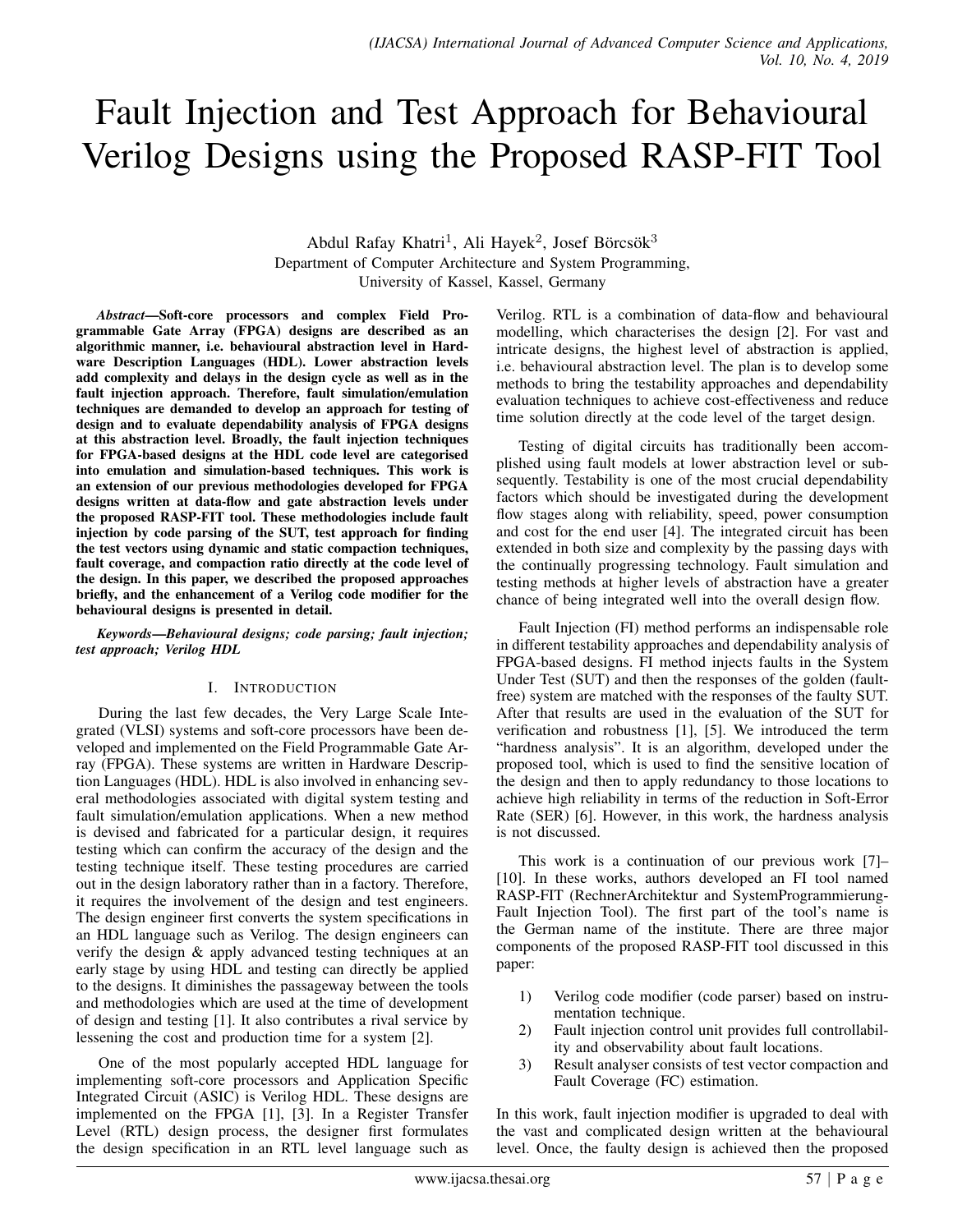# Fault Injection and Test Approach for Behavioural Verilog Designs using the Proposed RASP-FIT Tool

Abdul Rafay Khatri[1], Ali Hayek[2], Josef Börcsök[3]
Department of Computer Architecture and System Programming,
University of Kassel, Kassel, Germany

***Abstract*—Soft-core processors and complex Field Programmable Gate Array (FPGA) designs are described as an algorithmic manner, i.e. behavioural abstraction level in Hardware Description Languages (HDL). Lower abstraction levels add complexity and delays in the design cycle as well as in the fault injection approach. Therefore, fault simulation/emulation techniques are demanded to develop an approach for testing of design and to evaluate dependability analysis of FPGA designs at this abstraction level. Broadly, the fault injection techniques for FPGA-based designs at the HDL code level are categorised into emulation and simulation-based techniques. This work is an extension of our previous methodologies developed for FPGA designs written at data-flow and gate abstraction levels under the proposed RASP-FIT tool. These methodologies include fault injection by code parsing of the SUT, test approach for finding the test vectors using dynamic and static compaction techniques, fault coverage, and compaction ratio directly at the code level of the design. In this paper, we described the proposed approaches briefly, and the enhancement of a Verilog code modifier for the behavioural designs is presented in detail.**

***Keywords*—Behavioural designs; code parsing; fault injection; test approach; Verilog HDL**

## I. Introduction

During the last few decades, the Very Large Scale Integrated (VLSI) systems and soft-core processors have been developed and implemented on the Field Programmable Gate Array (FPGA). These systems are written in Hardware Description Languages (HDL). HDL is also involved in enhancing several methodologies associated with digital system testing and fault simulation/emulation applications. When a new method is devised and fabricated for a particular design, it requires testing which can confirm the accuracy of the design and the testing technique itself. These testing procedures are carried out in the design laboratory rather than in a factory. Therefore, it requires the involvement of the design and test engineers. The design engineer first converts the system specifications in an HDL language such as Verilog. The design engineers can verify the design & apply advanced testing techniques at an early stage by using HDL and testing can directly be applied to the designs. It diminishes the passageway between the tools and methodologies which are used at the time of development of design and testing [1]. It also contributes a rival service by lessening the cost and production time for a system [2].

One of the most popularly accepted HDL language for implementing soft-core processors and Application Specific Integrated Circuit (ASIC) is Verilog HDL. These designs are implemented on the FPGA [1], [3]. In a Register Transfer Level (RTL) design process, the designer first formulates the design specification in an RTL level language such as Verilog. RTL is a combination of data-flow and behavioural modelling, which characterises the design [2]. For vast and intricate designs, the highest level of abstraction is applied, i.e. behavioural abstraction level. The plan is to develop some methods to bring the testability approaches and dependability evaluation techniques to achieve cost-effectiveness and reduce time solution directly at the code level of the target design.

Testing of digital circuits has traditionally been accomplished using fault models at lower abstraction level or subsequently. Testability is one of the most crucial dependability factors which should be investigated during the development flow stages along with reliability, speed, power consumption and cost for the end user [4]. The integrated circuit has been extended in both size and complexity by the passing days with the continually progressing technology. Fault simulation and testing methods at higher levels of abstraction have a greater chance of being integrated well into the overall design flow.

Fault Injection (FI) method performs an indispensable role in different testability approaches and dependability analysis of FPGA-based designs. FI method injects faults in the System Under Test (SUT) and then the responses of the golden (fault-free) system are matched with the responses of the faulty SUT. After that results are used in the evaluation of the SUT for verification and robustness [1], [5]. We introduced the term "hardness analysis". It is an algorithm, developed under the proposed tool, which is used to find the sensitive location of the design and then to apply redundancy to those locations to achieve high reliability in terms of the reduction in Soft-Error Rate (SER) [6]. However, in this work, the hardness analysis is not discussed.

This work is a continuation of our previous work [7]–[10]. In these works, authors developed an FI tool named RASP-FIT (RechnerArchitektur and SystemProgrammierung-Fault Injection Tool). The first part of the tool's name is the German name of the institute. There are three major components of the proposed RASP-FIT tool discussed in this paper:

1) Verilog code modifier (code parser) based on instrumentation technique.
2) Fault injection control unit provides full controllability and observability about fault locations.
3) Result analyser consists of test vector compaction and Fault Coverage (FC) estimation.

In this work, fault injection modifier is upgraded to deal with the vast and complicated design written at the behavioural level. Once, the faulty design is achieved then the proposed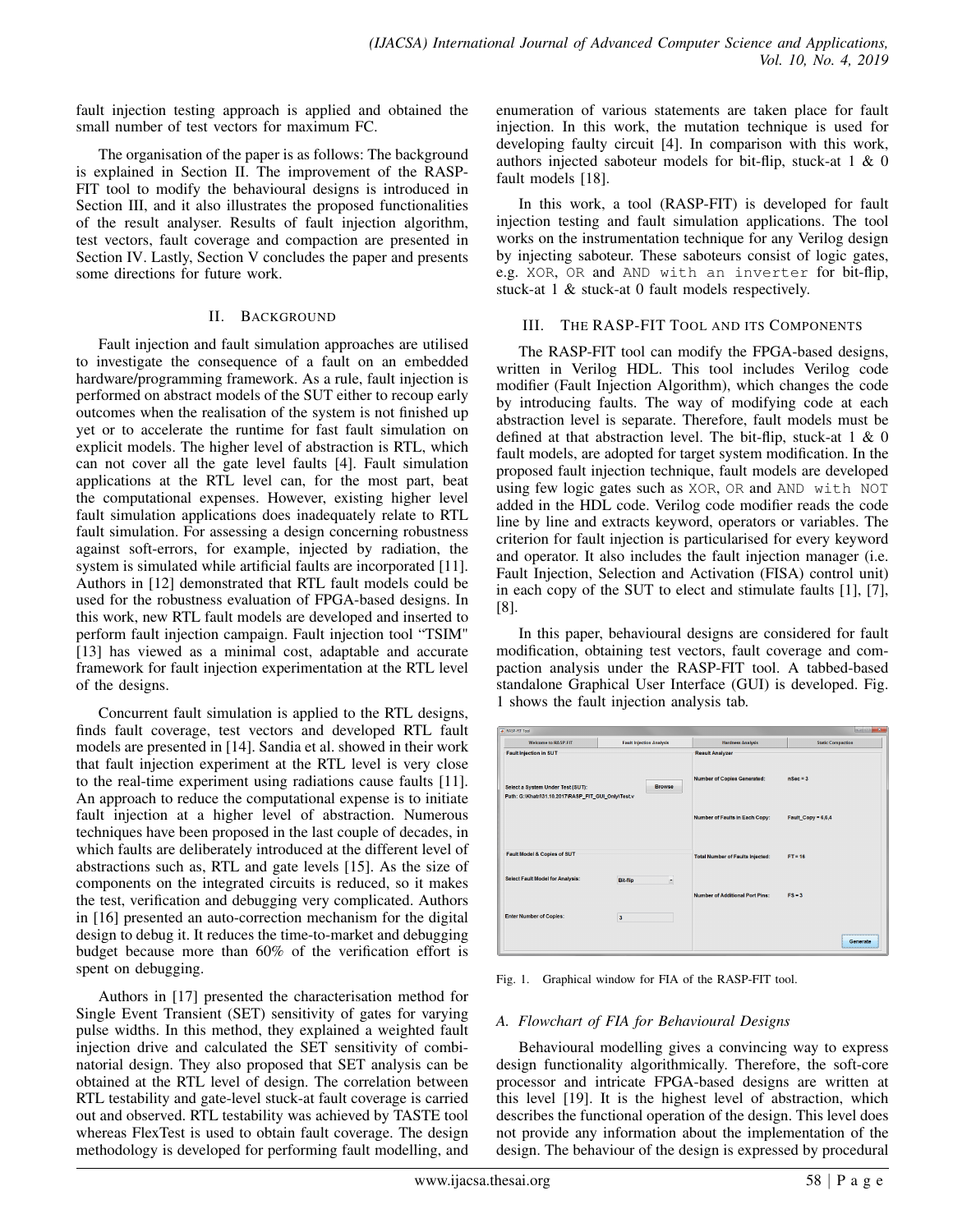fault injection testing approach is applied and obtained the small number of test vectors for maximum FC.

The organisation of the paper is as follows: The background is explained in Section II. The improvement of the RASP-FIT tool to modify the behavioural designs is introduced in Section III, and it also illustrates the proposed functionalities of the result analyser. Results of fault injection algorithm, test vectors, fault coverage and compaction are presented in Section IV. Lastly, Section V concludes the paper and presents some directions for future work.

## II. Background

Fault injection and fault simulation approaches are utilised to investigate the consequence of a fault on an embedded hardware/programming framework. As a rule, fault injection is performed on abstract models of the SUT either to recoup early outcomes when the realisation of the system is not finished up yet or to accelerate the runtime for fast fault simulation on explicit models. The higher level of abstraction is RTL, which can not cover all the gate level faults [4]. Fault simulation applications at the RTL level can, for the most part, beat the computational expenses. However, existing higher level fault simulation applications does inadequately relate to RTL fault simulation. For assessing a design concerning robustness against soft-errors, for example, injected by radiation, the system is simulated while artificial faults are incorporated [11]. Authors in [12] demonstrated that RTL fault models could be used for the robustness evaluation of FPGA-based designs. In this work, new RTL fault models are developed and inserted to perform fault injection campaign. Fault injection tool "TSIM" [13] has viewed as a minimal cost, adaptable and accurate framework for fault injection experimentation at the RTL level of the designs.

Concurrent fault simulation is applied to the RTL designs, finds fault coverage, test vectors and developed RTL fault models are presented in [14]. Sandia et al. showed in their work that fault injection experiment at the RTL level is very close to the real-time experiment using radiations cause faults [11]. An approach to reduce the computational expense is to initiate fault injection at a higher level of abstraction. Numerous techniques have been proposed in the last couple of decades, in which faults are deliberately introduced at the different level of abstractions such as, RTL and gate levels [15]. As the size of components on the integrated circuits is reduced, so it makes the test, verification and debugging very complicated. Authors in [16] presented an auto-correction mechanism for the digital design to debug it. It reduces the time-to-market and debugging budget because more than 60% of the verification effort is spent on debugging.

Authors in [17] presented the characterisation method for Single Event Transient (SET) sensitivity of gates for varying pulse widths. In this method, they explained a weighted fault injection drive and calculated the SET sensitivity of combinatorial design. They also proposed that SET analysis can be obtained at the RTL level of design. The correlation between RTL testability and gate-level stuck-at fault coverage is carried out and observed. RTL testability was achieved by TASTE tool whereas FlexTest is used to obtain fault coverage. The design methodology is developed for performing fault modelling, and enumeration of various statements are taken place for fault injection. In this work, the mutation technique is used for developing faulty circuit [4]. In comparison with this work, authors injected saboteur models for bit-flip, stuck-at 1 & 0 fault models [18].

In this work, a tool (RASP-FIT) is developed for fault injection testing and fault simulation applications. The tool works on the instrumentation technique for any Verilog design by injecting saboteur. These saboteurs consist of logic gates, e.g. `XOR`, `OR` and `AND with an inverter` for bit-flip, stuck-at 1 & stuck-at 0 fault models respectively.

## III. The RASP-FIT Tool and its Components

The RASP-FIT tool can modify the FPGA-based designs, written in Verilog HDL. This tool includes Verilog code modifier (Fault Injection Algorithm), which changes the code by introducing faults. The way of modifying code at each abstraction level is separate. Therefore, fault models must be defined at that abstraction level. The bit-flip, stuck-at 1 & 0 fault models, are adopted for target system modification. In the proposed fault injection technique, fault models are developed using few logic gates such as `XOR`, `OR` and `AND with NOT` added in the HDL code. Verilog code modifier reads the code line by line and extracts keyword, operators or variables. The criterion for fault injection is particularised for every keyword and operator. It also includes the fault injection manager (i.e. Fault Injection, Selection and Activation (FISA) control unit) in each copy of the SUT to elect and stimulate faults [1], [7], [8].

In this paper, behavioural designs are considered for fault modification, obtaining test vectors, fault coverage and compaction analysis under the RASP-FIT tool. A tabbed-based standalone Graphical User Interface (GUI) is developed. Fig. 1 shows the fault injection analysis tab.

Fig. 1. Graphical window for FIA of the RASP-FIT tool.

### A. Flowchart of FIA for Behavioural Designs

Behavioural modelling gives a convincing way to express design functionality algorithmically. Therefore, the soft-core processor and intricate FPGA-based designs are written at this level [19]. It is the highest level of abstraction, which describes the functional operation of the design. This level does not provide any information about the implementation of the design. The behaviour of the design is expressed by procedural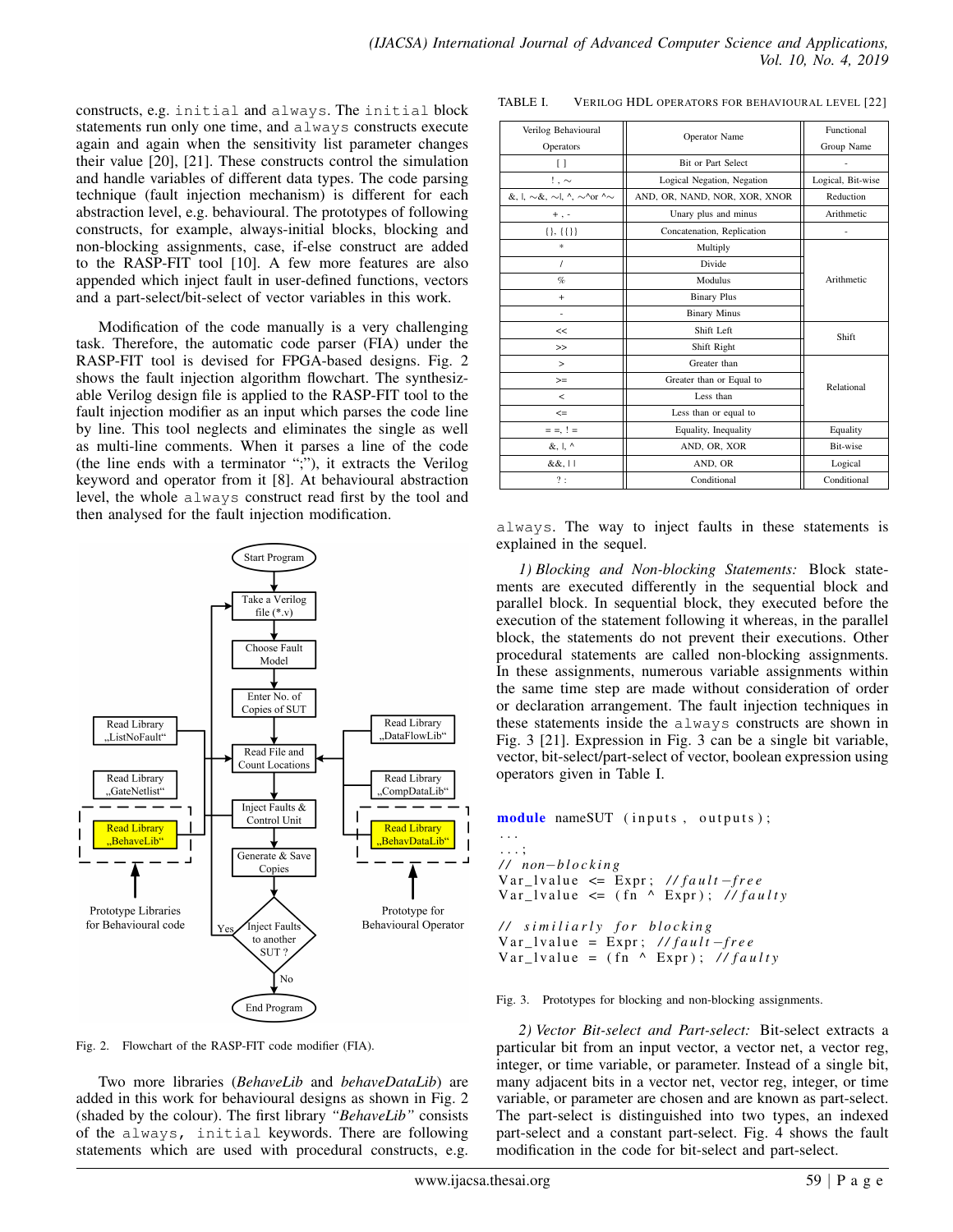constructs, e.g. `initial` and `always`. The `initial` block statements run only one time, and `always` constructs execute again and again when the sensitivity list parameter changes their value [20], [21]. These constructs control the simulation and handle variables of different data types. The code parsing technique (fault injection mechanism) is different for each abstraction level, e.g. behavioural. The prototypes of following constructs, for example, always-initial blocks, blocking and non-blocking assignments, case, if-else construct are added to the RASP-FIT tool [10]. A few more features are also appended which inject fault in user-defined functions, vectors and a part-select/bit-select of vector variables in this work.

Modification of the code manually is a very challenging task. Therefore, the automatic code parser (FIA) under the RASP-FIT tool is devised for FPGA-based designs. Fig. 2 shows the fault injection algorithm flowchart. The synthesizable Verilog design file is applied to the RASP-FIT tool to the fault injection modifier as an input which parses the code line by line. This tool neglects and eliminates the single as well as multi-line comments. When it parses a line of the code (the line ends with a terminator ";"), it extracts the Verilog keyword and operator from it [8]. At behavioural abstraction level, the whole `always` construct read first by the tool and then analysed for the fault injection modification.

Fig. 2. Flowchart of the RASP-FIT code modifier (FIA).

Two more libraries (*BehaveLib* and *behaveDataLib*) are added in this work for behavioural designs as shown in Fig. 2 (shaded by the colour). The first library *"BehaveLib"* consists of the `always`, `initial` keywords. There are following statements which are used with procedural constructs, e.g. `always`. The way to inject faults in these statements is explained in the sequel.

TABLE I. VERILOG HDL OPERATORS FOR BEHAVIOURAL LEVEL [22]

| Verilog Behavioural Operators | Operator Name | Functional Group Name |
|---|---|---|
| [ ] | Bit or Part Select | - |
| ! , ~ | Logical Negation, Negation | Logical, Bit-wise |
| &, \|, ~&, ~\|, ^, ~^or ^~ | AND, OR, NAND, NOR, XOR, XNOR | Reduction |
| + , - | Unary plus and minus | Arithmetic |
| {}, {{}} | Concatenation, Replication | - |
| * | Multiply | Arithmetic |
| / | Divide | |
| % | Modulus | |
| + | Binary Plus | |
| - | Binary Minus | |
| << | Shift Left | Shift |
| >> | Shift Right | |
| > | Greater than | Relational |
| >= | Greater than or Equal to | |
| < | Less than | |
| <= | Less than or equal to | |
| = =, ! = | Equality, Inequality | Equality |
| &, \|, ^ | AND, OR, XOR | Bit-wise |
| &&, \| \| | AND, OR | Logical |
| ? : | Conditional | Conditional |

*1) Blocking and Non-blocking Statements:* Block statements are executed differently in the sequential block and parallel block. In sequential block, they executed before the execution of the statement following it whereas, in the parallel block, the statements do not prevent their executions. Other procedural statements are called non-blocking assignments. In these assignments, numerous variable assignments within the same time step are made without consideration of order or declaration arrangement. The fault injection techniques in these statements inside the `always` constructs are shown in Fig. 3 [21]. Expression in Fig. 3 can be a single bit variable, vector, bit-select/part-select of vector, boolean expression using operators given in Table I.

```
module nameSUT (inputs, outputs);
...
...;
// non-blocking
Var_lvalue <= Expr; //fault-free
Var_lvalue <= (fn ^ Expr); //faulty

// similiarly for blocking
Var_lvalue = Expr; //fault-free
Var_lvalue = (fn ^ Expr); //faulty
```

Fig. 3. Prototypes for blocking and non-blocking assignments.

*2) Vector Bit-select and Part-select:* Bit-select extracts a particular bit from an input vector, a vector net, a vector reg, integer, or time variable, or parameter. Instead of a single bit, many adjacent bits in a vector net, vector reg, integer, or time variable, or parameter are chosen and are known as part-select. The part-select is distinguished into two types, an indexed part-select and a constant part-select. Fig. 4 shows the fault modification in the code for bit-select and part-select.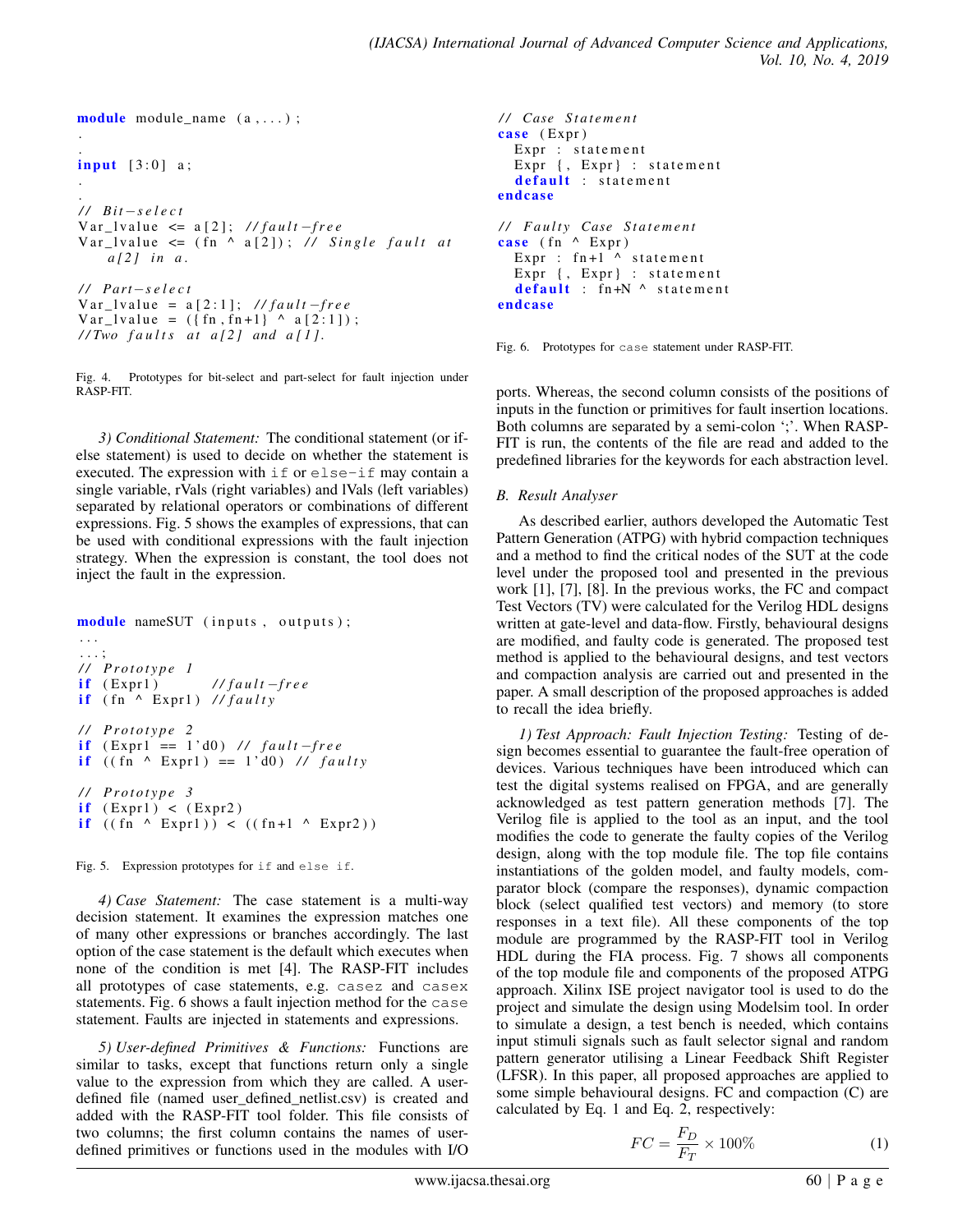```
module module_name (a,...);
.
.
input [3:0] a;
.
.
// Bit-select
Var_lvalue <= a[2]; //fault-free
Var_lvalue <= (fn ^ a[2]); // Single fault at
    a[2] in a.

// Part-select
Var_lvalue = a[2:1]; //fault-free
Var_lvalue = ({fn,fn+1} ^ a[2:1]);
//Two faults at a[2] and a[1].
```

Fig. 4. Prototypes for bit-select and part-select for fault injection under RASP-FIT.

*3) Conditional Statement:* The conditional statement (or if-else statement) is used to decide on whether the statement is executed. The expression with `if` or `else-if` may contain a single variable, rVals (right variables) and lVals (left variables) separated by relational operators or combinations of different expressions. Fig. 5 shows the examples of expressions, that can be used with conditional expressions with the fault injection strategy. When the expression is constant, the tool does not inject the fault in the expression.

```
module nameSUT (inputs, outputs);
...
...;
// Prototype 1
if (Expr1)        //fault-free
if (fn ^ Expr1) //faulty

// Prototype 2
if (Expr1 == 1'd0) // fault-free
if ((fn ^ Expr1) == 1'd0) // faulty

// Prototype 3
if (Expr1) < (Expr2)
if ((fn ^ Expr1)) < ((fn+1 ^ Expr2))
```

Fig. 5. Expression prototypes for `if` and `else if`.

*4) Case Statement:* The case statement is a multi-way decision statement. It examines the expression matches one of many other expressions or branches accordingly. The last option of the case statement is the default which executes when none of the condition is met [4]. The RASP-FIT includes all prototypes of case statements, e.g. `casez` and `casex` statements. Fig. 6 shows a fault injection method for the `case` statement. Faults are injected in statements and expressions.

*5) User-defined Primitives & Functions:* Functions are similar to tasks, except that functions return only a single value to the expression from which they are called. A user-defined file (named user_defined_netlist.csv) is created and added with the RASP-FIT tool folder. This file consists of two columns; the first column contains the names of user-defined primitives or functions used in the modules with I/O ports. Whereas, the second column consists of the positions of inputs in the function or primitives for fault insertion locations. Both columns are separated by a semi-colon ';'. When RASP-FIT is run, the contents of the file are read and added to the predefined libraries for the keywords for each abstraction level.

```
// Case Statement
case (Expr)
  Expr : statement
  Expr {, Expr} : statement
  default : statement
endcase

// Faulty Case Statement
case (fn ^ Expr)
  Expr : fn+1 ^ statement
  Expr {, Expr} : statement
  default : fn+N ^ statement
endcase
```

Fig. 6. Prototypes for `case` statement under RASP-FIT.

### B. Result Analyser

As described earlier, authors developed the Automatic Test Pattern Generation (ATPG) with hybrid compaction techniques and a method to find the critical nodes of the SUT at the code level under the proposed tool and presented in the previous work [1], [7], [8]. In the previous works, the FC and compact Test Vectors (TV) were calculated for the Verilog HDL designs written at gate-level and data-flow. Firstly, behavioural designs are modified, and faulty code is generated. The proposed test method is applied to the behavioural designs, and test vectors and compaction analysis are carried out and presented in the paper. A small description of the proposed approaches is added to recall the idea briefly.

*1) Test Approach: Fault Injection Testing:* Testing of design becomes essential to guarantee the fault-free operation of devices. Various techniques have been introduced which can test the digital systems realised on FPGA, and are generally acknowledged as test pattern generation methods [7]. The Verilog file is applied to the tool as an input, and the tool modifies the code to generate the faulty copies of the Verilog design, along with the top module file. The top file contains instantiations of the golden model, and faulty models, comparator block (compare the responses), dynamic compaction block (select qualified test vectors) and memory (to store responses in a text file). All these components of the top module are programmed by the RASP-FIT tool in Verilog HDL during the FIA process. Fig. 7 shows all components of the top module file and components of the proposed ATPG approach. Xilinx ISE project navigator tool is used to do the project and simulate the design using Modelsim tool. In order to simulate a design, a test bench is needed, which contains input stimuli signals such as fault selector signal and random pattern generator utilising a Linear Feedback Shift Register (LFSR). In this paper, all proposed approaches are applied to some simple behavioural designs. FC and compaction (C) are calculated by Eq. 1 and Eq. 2, respectively:

$$FC = \frac{F_D}{F_T} \times 100\% \tag{1}$$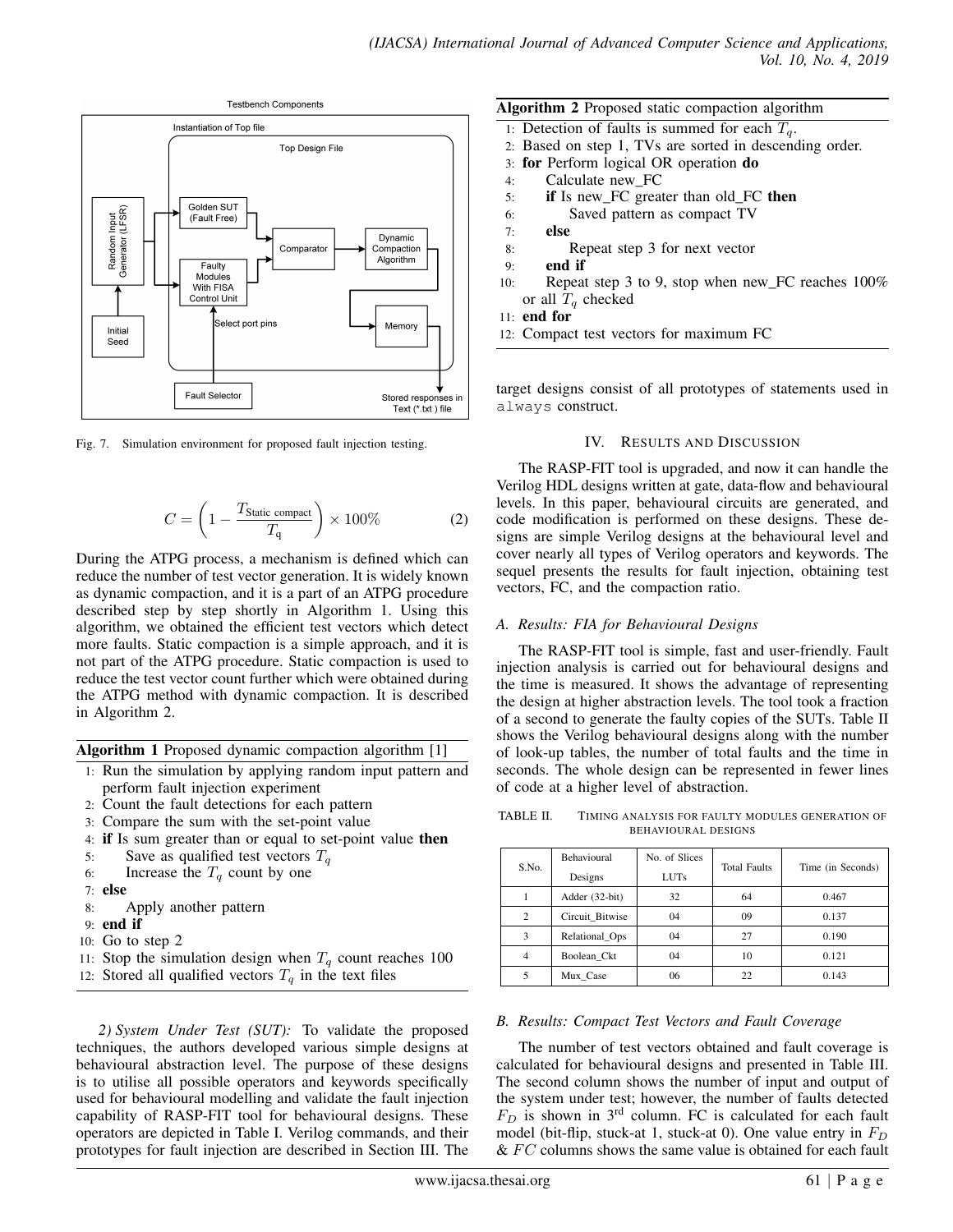Fig. 7. Simulation environment for proposed fault injection testing.

$$C = \left(1 - \frac{T_{\text{Static compact}}}{T_{\text{q}}}\right) \times 100\% \quad (2)$$

During the ATPG process, a mechanism is defined which can reduce the number of test vector generation. It is widely known as dynamic compaction, and it is a part of an ATPG procedure described step by step shortly in Algorithm 1. Using this algorithm, we obtained the efficient test vectors which detect more faults. Static compaction is a simple approach, and it is not part of the ATPG procedure. Static compaction is used to reduce the test vector count further which were obtained during the ATPG method with dynamic compaction. It is described in Algorithm 2.

**Algorithm 1** Proposed dynamic compaction algorithm [1]

1: Run the simulation by applying random input pattern and perform fault injection experiment
2: Count the fault detections for each pattern
3: Compare the sum with the set-point value
4: **if** Is sum greater than or equal to set-point value **then**
5: Save as qualified test vectors $T_q$
6: Increase the $T_q$ count by one
7: **else**
8: Apply another pattern
9: **end if**
10: Go to step 2
11: Stop the simulation design when $T_q$ count reaches 100
12: Stored all qualified vectors $T_q$ in the text files

*2) System Under Test (SUT):* To validate the proposed techniques, the authors developed various simple designs at behavioural abstraction level. The purpose of these designs is to utilise all possible operators and keywords specifically used for behavioural modelling and validate the fault injection capability of RASP-FIT tool for behavioural designs. These operators are depicted in Table I. Verilog commands, and their prototypes for fault injection are described in Section III. The target designs consist of all prototypes of statements used in `always` construct.

**Algorithm 2** Proposed static compaction algorithm

1: Detection of faults is summed for each $T_q$.
2: Based on step 1, TVs are sorted in descending order.
3: **for** Perform logical OR operation **do**
4: Calculate new_FC
5: **if** Is new_FC greater than old_FC **then**
6: Saved pattern as compact TV
7: **else**
8: Repeat step 3 for next vector
9: **end if**
10: Repeat step 3 to 9, stop when new_FC reaches 100% or all $T_q$ checked
11: **end for**
12: Compact test vectors for maximum FC

## IV. Results and Discussion

The RASP-FIT tool is upgraded, and now it can handle the Verilog HDL designs written at gate, data-flow and behavioural levels. In this paper, behavioural circuits are generated, and code modification is performed on these designs. These designs are simple Verilog designs at the behavioural level and cover nearly all types of Verilog operators and keywords. The sequel presents the results for fault injection, obtaining test vectors, FC, and the compaction ratio.

### A. Results: FIA for Behavioural Designs

The RASP-FIT tool is simple, fast and user-friendly. Fault injection analysis is carried out for behavioural designs and the time is measured. It shows the advantage of representing the design at higher abstraction levels. The tool took a fraction of a second to generate the faulty copies of the SUTs. Table II shows the Verilog behavioural designs along with the number of look-up tables, the number of total faults and the time in seconds. The whole design can be represented in fewer lines of code at a higher level of abstraction.

TABLE II. Timing Analysis for Faulty Modules Generation of Behavioural Designs

| S.No. | Behavioural Designs | No. of Slices LUTs | Total Faults | Time (in Seconds) |
|---|---|---|---|---|
| 1 | Adder (32-bit) | 32 | 64 | 0.467 |
| 2 | Circuit_Bitwise | 04 | 09 | 0.137 |
| 3 | Relational_Ops | 04 | 27 | 0.190 |
| 4 | Boolean_Ckt | 04 | 10 | 0.121 |
| 5 | Mux_Case | 06 | 22 | 0.143 |

### B. Results: Compact Test Vectors and Fault Coverage

The number of test vectors obtained and fault coverage is calculated for behavioural designs and presented in Table III. The second column shows the number of input and output of the system under test; however, the number of faults detected $F_D$ is shown in 3rd column. FC is calculated for each fault model (bit-flip, stuck-at 1, stuck-at 0). One value entry in $F_D$ & $FC$ columns shows the same value is obtained for each fault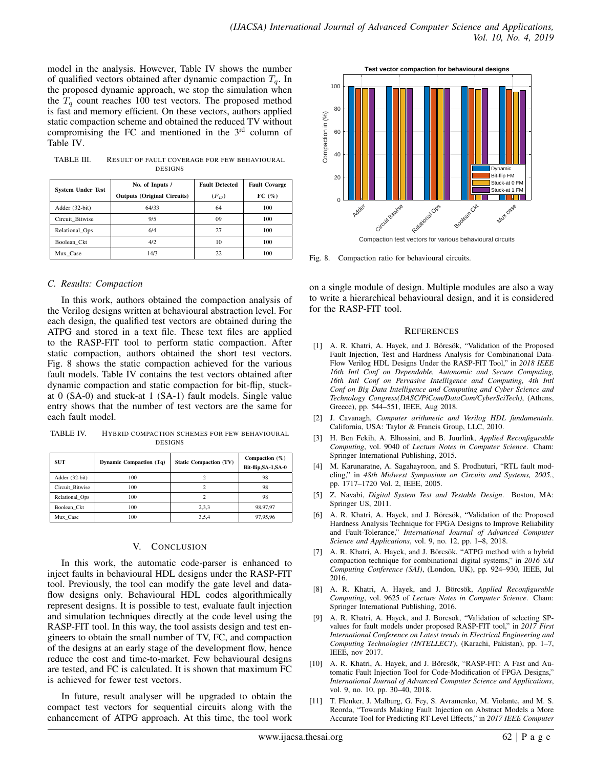model in the analysis. However, Table IV shows the number of qualified vectors obtained after dynamic compaction $T_q$. In the proposed dynamic approach, we stop the simulation when the $T_q$ count reaches 100 test vectors. The proposed method is fast and memory efficient. On these vectors, authors applied static compaction scheme and obtained the reduced TV without compromising the FC and mentioned in the 3rd column of Table IV.

TABLE III. RESULT OF FAULT COVERAGE FOR FEW BEHAVIOURAL DESIGNS

| System Under Test | No. of Inputs / Outputs (Original Circuits) | Fault Detected ($F_D$) | Fault Covarge FC (%) |
|---|---|---|---|
| Adder (32-bit) | 64/33 | 64 | 100 |
| Circuit_Bitwise | 9/5 | 09 | 100 |
| Relational_Ops | 6/4 | 27 | 100 |
| Boolean_Ckt | 4/2 | 10 | 100 |
| Mux_Case | 14/3 | 22 | 100 |

### C. Results: Compaction

In this work, authors obtained the compaction analysis of the Verilog designs written at behavioural abstraction level. For each design, the qualified test vectors are obtained during the ATPG and stored in a text file. These text files are applied to the RASP-FIT tool to perform static compaction. After static compaction, authors obtained the short test vectors. Fig. 8 shows the static compaction achieved for the various fault models. Table IV contains the test vectors obtained after dynamic compaction and static compaction for bit-flip, stuck-at 0 (SA-0) and stuck-at 1 (SA-1) fault models. Single value entry shows that the number of test vectors are the same for each fault model.

TABLE IV. HYBRID COMPACTION SCHEMES FOR FEW BEHAVIOURAL DESIGNS

| SUT | Dynamic Compaction (Tq) | Static Compaction (TV) | Compaction (%) Bit-flip,SA-1,SA-0 |
|---|---|---|---|
| Adder (32-bit) | 100 | 2 | 98 |
| Circuit_Bitwise | 100 | 2 | 98 |
| Relational_Ops | 100 | 2 | 98 |
| Boolean_Ckt | 100 | 2,3,3 | 98,97,97 |
| Mux_Case | 100 | 3,5,4 | 97,95,96 |

Fig. 8. Compaction ratio for behavioural circuits.

## V. CONCLUSION

In this work, the automatic code-parser is enhanced to inject faults in behavioural HDL designs under the RASP-FIT tool. Previously, the tool can modify the gate level and data-flow designs only. Behavioural HDL codes algorithmically represent designs. It is possible to test, evaluate fault injection and simulation techniques directly at the code level using the RASP-FIT tool. In this way, the tool assists design and test engineers to obtain the small number of TV, FC, and compaction of the designs at an early stage of the development flow, hence reduce the cost and time-to-market. Few behavioural designs are tested, and FC is calculated. It is shown that maximum FC is achieved for fewer test vectors.

In future, result analyser will be upgraded to obtain the compact test vectors for sequential circuits along with the enhancement of ATPG approach. At this time, the tool work on a single module of design. Multiple modules are also a way to write a hierarchical behavioural design, and it is considered for the RASP-FIT tool.

## REFERENCES

[1] A. R. Khatri, A. Hayek, and J. Börcsök, "Validation of the Proposed Fault Injection, Test and Hardness Analysis for Combinational Data-Flow Verilog HDL Designs Under the RASP-FIT Tool," in *2018 IEEE 16th Intl Conf on Dependable, Autonomic and Secure Computing, 16th Intl Conf on Pervasive Intelligence and Computing, 4th Intl Conf on Big Data Intelligence and Computing and Cyber Science and Technology Congress(DASC/PiCom/DataCom/CyberSciTech)*, (Athens, Greece), pp. 544–551, IEEE, Aug 2018.

[2] J. Cavanagh, *Computer arithmetic and Verilog HDL fundamentals*. California, USA: Taylor & Francis Group, LLC, 2010.

[3] H. Ben Fekih, A. Elhossini, and B. Juurlink, *Applied Reconfigurable Computing*, vol. 9040 of *Lecture Notes in Computer Science*. Cham: Springer International Publishing, 2015.

[4] M. Karunaratne, A. Sagahayroon, and S. Prodhuturi, "RTL fault modeling," in *48th Midwest Symposium on Circuits and Systems, 2005.*, pp. 1717–1720 Vol. 2, IEEE, 2005.

[5] Z. Navabi, *Digital System Test and Testable Design*. Boston, MA: Springer US, 2011.

[6] A. R. Khatri, A. Hayek, and J. Börcsök, "Validation of the Proposed Hardness Analysis Technique for FPGA Designs to Improve Reliability and Fault-Tolerance," *International Journal of Advanced Computer Science and Applications*, vol. 9, no. 12, pp. 1–8, 2018.

[7] A. R. Khatri, A. Hayek, and J. Börcsök, "ATPG method with a hybrid compaction technique for combinational digital systems," in *2016 SAI Computing Conference (SAI)*, (London, UK), pp. 924–930, IEEE, Jul 2016.

[8] A. R. Khatri, A. Hayek, and J. Börcsök, *Applied Reconfigurable Computing*, vol. 9625 of *Lecture Notes in Computer Science*. Cham: Springer International Publishing, 2016.

[9] A. R. Khatri, A. Hayek, and J. Borcsok, "Validation of selecting SP-values for fault models under proposed RASP-FIT tool," in *2017 First International Conference on Latest trends in Electrical Engineering and Computing Technologies (INTELLECT)*, (Karachi, Pakistan), pp. 1–7, IEEE, nov 2017.

[10] A. R. Khatri, A. Hayek, and J. Börcsök, "RASP-FIT: A Fast and Automatic Fault Injection Tool for Code-Modification of FPGA Designs," *International Journal of Advanced Computer Science and Applications*, vol. 9, no. 10, pp. 30–40, 2018.

[11] T. Flenker, J. Malburg, G. Fey, S. Avramenko, M. Violante, and M. S. Reorda, "Towards Making Fault Injection on Abstract Models a More Accurate Tool for Predicting RT-Level Effects," in *2017 IEEE Computer*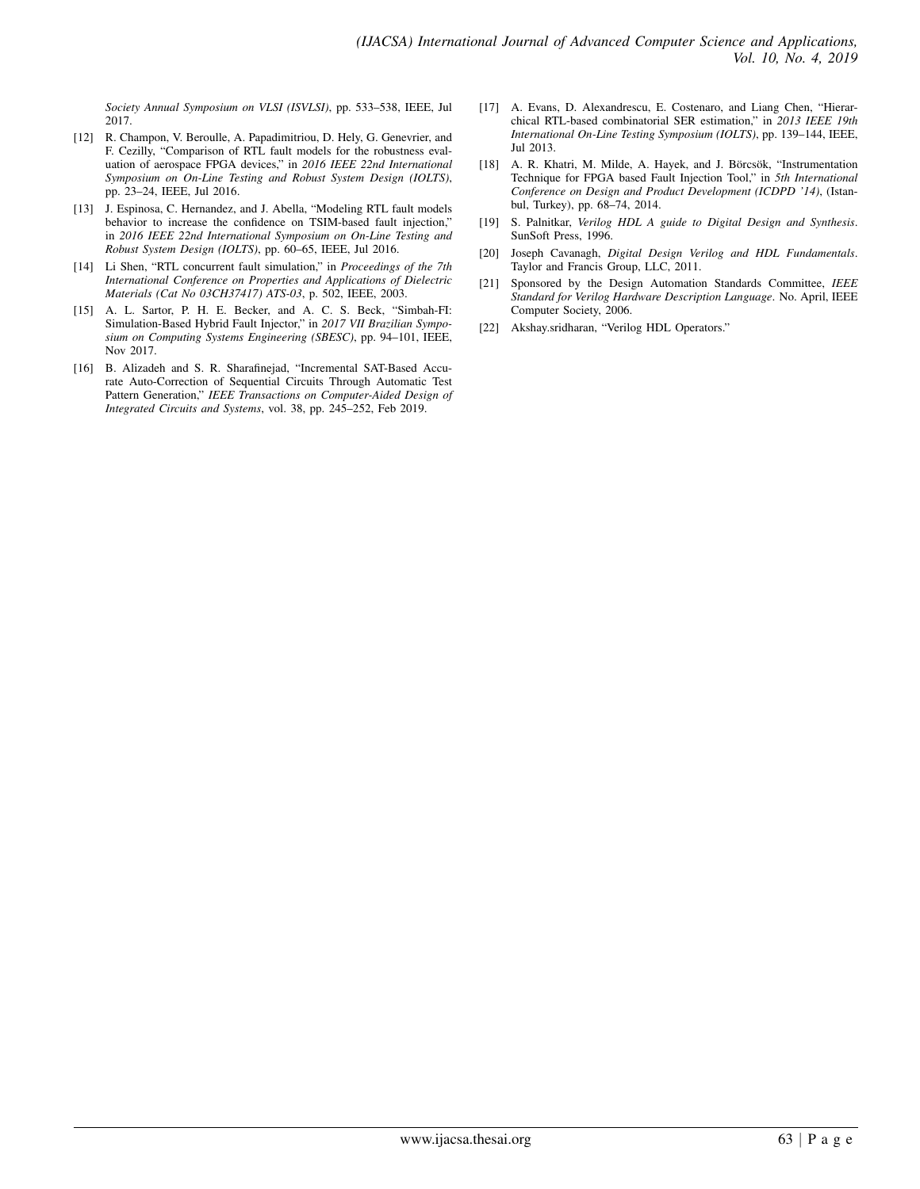*Society Annual Symposium on VLSI (ISVLSI)*, pp. 533–538, IEEE, Jul 2017.

[12] R. Champon, V. Beroulle, A. Papadimitriou, D. Hely, G. Genevrier, and F. Cezilly, "Comparison of RTL fault models for the robustness evaluation of aerospace FPGA devices," in *2016 IEEE 22nd International Symposium on On-Line Testing and Robust System Design (IOLTS)*, pp. 23–24, IEEE, Jul 2016.

[13] J. Espinosa, C. Hernandez, and J. Abella, "Modeling RTL fault models behavior to increase the confidence on TSIM-based fault injection," in *2016 IEEE 22nd International Symposium on On-Line Testing and Robust System Design (IOLTS)*, pp. 60–65, IEEE, Jul 2016.

[14] Li Shen, "RTL concurrent fault simulation," in *Proceedings of the 7th International Conference on Properties and Applications of Dielectric Materials (Cat No 03CH37417) ATS-03*, p. 502, IEEE, 2003.

[15] A. L. Sartor, P. H. E. Becker, and A. C. S. Beck, "Simbah-FI: Simulation-Based Hybrid Fault Injector," in *2017 VII Brazilian Symposium on Computing Systems Engineering (SBESC)*, pp. 94–101, IEEE, Nov 2017.

[16] B. Alizadeh and S. R. Sharafinejad, "Incremental SAT-Based Accurate Auto-Correction of Sequential Circuits Through Automatic Test Pattern Generation," *IEEE Transactions on Computer-Aided Design of Integrated Circuits and Systems*, vol. 38, pp. 245–252, Feb 2019.

[17] A. Evans, D. Alexandrescu, E. Costenaro, and Liang Chen, "Hierarchical RTL-based combinatorial SER estimation," in *2013 IEEE 19th International On-Line Testing Symposium (IOLTS)*, pp. 139–144, IEEE, Jul 2013.

[18] A. R. Khatri, M. Milde, A. Hayek, and J. Börcsök, "Instrumentation Technique for FPGA based Fault Injection Tool," in *5th International Conference on Design and Product Development (ICDPD '14)*, (Istanbul, Turkey), pp. 68–74, 2014.

[19] S. Palnitkar, *Verilog HDL A guide to Digital Design and Synthesis*. SunSoft Press, 1996.

[20] Joseph Cavanagh, *Digital Design Verilog and HDL Fundamentals*. Taylor and Francis Group, LLC, 2011.

[21] Sponsored by the Design Automation Standards Committee, *IEEE Standard for Verilog Hardware Description Language*. No. April, IEEE Computer Society, 2006.

[22] Akshay.sridharan, "Verilog HDL Operators."